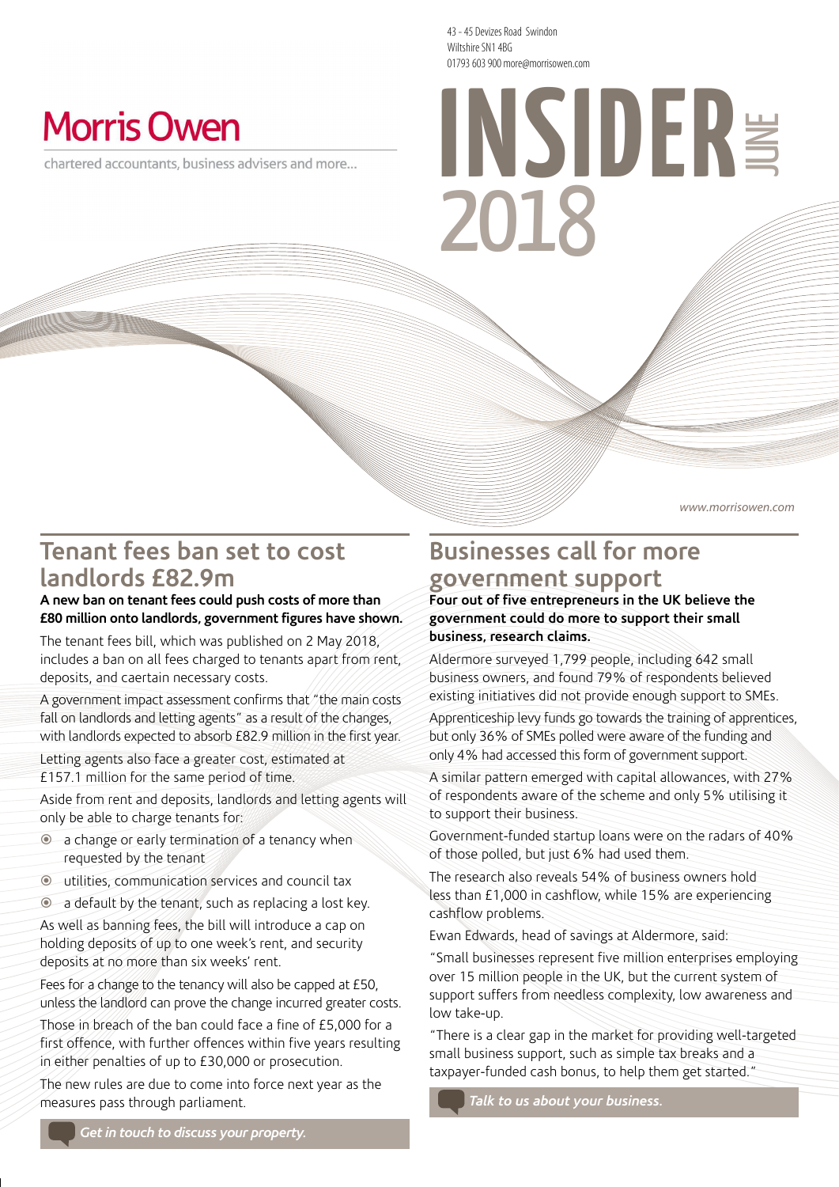43 - 45 Devizes Road Swindon
Wiltshire SN1 4BG
01793 603 900 more@morrisowen.com

# Morris Owen

chartered accountants, business advisers and more...

# INSIDER JUNE 2018

www.morrisowen.com

## Tenant fees ban set to cost landlords £82.9m

**A new ban on tenant fees could push costs of more than £80 million onto landlords, government figures have shown.**

The tenant fees bill, which was published on 2 May 2018, includes a ban on all fees charged to tenants apart from rent, deposits, and caertain necessary costs.

A government impact assessment confirms that "the main costs fall on landlords and letting agents" as a result of the changes, with landlords expected to absorb £82.9 million in the first year.

Letting agents also face a greater cost, estimated at £157.1 million for the same period of time.

Aside from rent and deposits, landlords and letting agents will only be able to charge tenants for:

- a change or early termination of a tenancy when requested by the tenant
- utilities, communication services and council tax
- a default by the tenant, such as replacing a lost key.

As well as banning fees, the bill will introduce a cap on holding deposits of up to one week's rent, and security deposits at no more than six weeks' rent.

Fees for a change to the tenancy will also be capped at £50, unless the landlord can prove the change incurred greater costs.

Those in breach of the ban could face a fine of £5,000 for a first offence, with further offences within five years resulting in either penalties of up to £30,000 or prosecution.

The new rules are due to come into force next year as the measures pass through parliament.

*Get in touch to discuss your property.*

## Businesses call for more government support

**Four out of five entrepreneurs in the UK believe the government could do more to support their small business, research claims.**

Aldermore surveyed 1,799 people, including 642 small business owners, and found 79% of respondents believed existing initiatives did not provide enough support to SMEs.

Apprenticeship levy funds go towards the training of apprentices, but only 36% of SMEs polled were aware of the funding and only 4% had accessed this form of government support.

A similar pattern emerged with capital allowances, with 27% of respondents aware of the scheme and only 5% utilising it to support their business.

Government-funded startup loans were on the radars of 40% of those polled, but just 6% had used them.

The research also reveals 54% of business owners hold less than £1,000 in cashflow, while 15% are experiencing cashflow problems.

Ewan Edwards, head of savings at Aldermore, said:

"Small businesses represent five million enterprises employing over 15 million people in the UK, but the current system of support suffers from needless complexity, low awareness and low take-up.

"There is a clear gap in the market for providing well-targeted small business support, such as simple tax breaks and a taxpayer-funded cash bonus, to help them get started."

*Talk to us about your business.*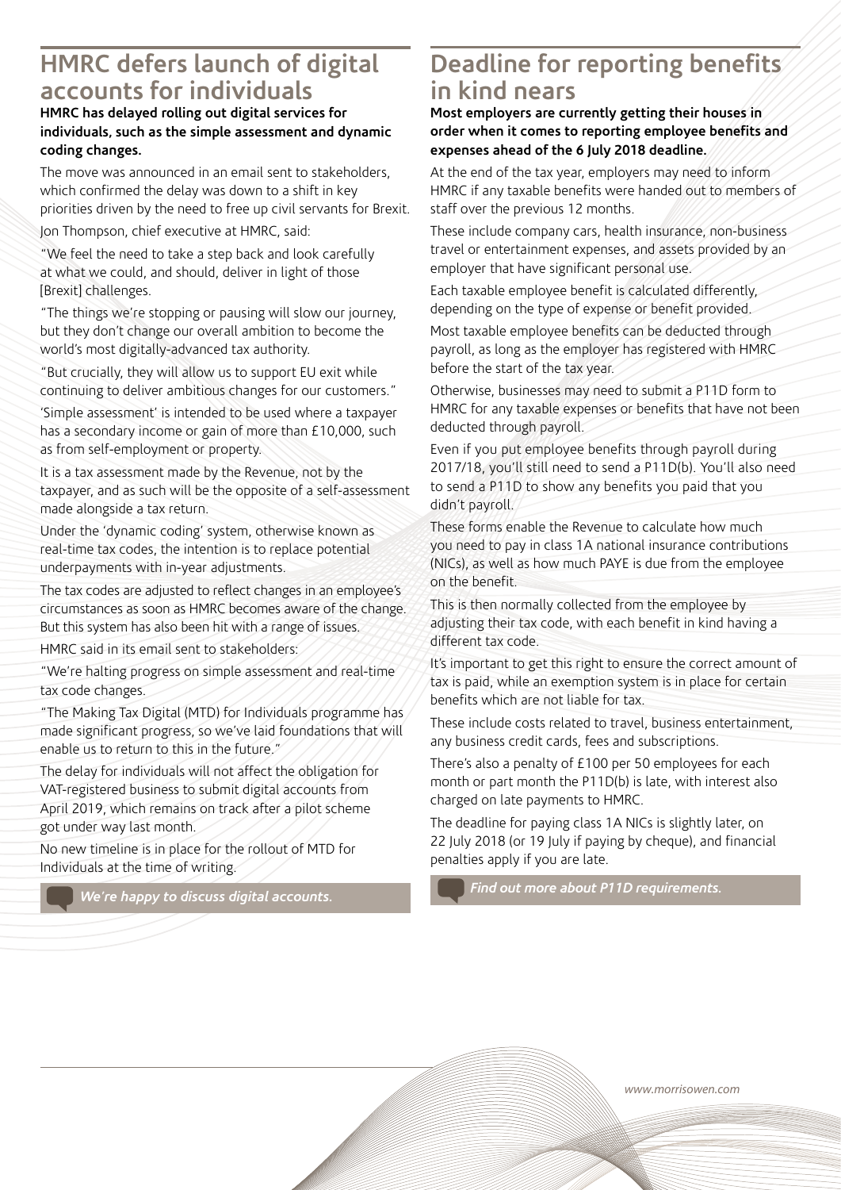## HMRC defers launch of digital accounts for individuals

**HMRC has delayed rolling out digital services for individuals, such as the simple assessment and dynamic coding changes.**

The move was announced in an email sent to stakeholders, which confirmed the delay was down to a shift in key priorities driven by the need to free up civil servants for Brexit.

Jon Thompson, chief executive at HMRC, said:

"We feel the need to take a step back and look carefully at what we could, and should, deliver in light of those [Brexit] challenges.

"The things we're stopping or pausing will slow our journey, but they don't change our overall ambition to become the world's most digitally-advanced tax authority.

"But crucially, they will allow us to support EU exit while continuing to deliver ambitious changes for our customers."

'Simple assessment' is intended to be used where a taxpayer has a secondary income or gain of more than £10,000, such as from self-employment or property.

It is a tax assessment made by the Revenue, not by the taxpayer, and as such will be the opposite of a self-assessment made alongside a tax return.

Under the 'dynamic coding' system, otherwise known as real-time tax codes, the intention is to replace potential underpayments with in-year adjustments.

The tax codes are adjusted to reflect changes in an employee's circumstances as soon as HMRC becomes aware of the change. But this system has also been hit with a range of issues.

HMRC said in its email sent to stakeholders:

"We're halting progress on simple assessment and real-time tax code changes.

"The Making Tax Digital (MTD) for Individuals programme has made significant progress, so we've laid foundations that will enable us to return to this in the future."

The delay for individuals will not affect the obligation for VAT-registered business to submit digital accounts from April 2019, which remains on track after a pilot scheme got under way last month.

No new timeline is in place for the rollout of MTD for Individuals at the time of writing.

*We're happy to discuss digital accounts.*

## Deadline for reporting benefits in kind nears

**Most employers are currently getting their houses in order when it comes to reporting employee benefits and expenses ahead of the 6 July 2018 deadline.**

At the end of the tax year, employers may need to inform HMRC if any taxable benefits were handed out to members of staff over the previous 12 months.

These include company cars, health insurance, non-business travel or entertainment expenses, and assets provided by an employer that have significant personal use.

Each taxable employee benefit is calculated differently, depending on the type of expense or benefit provided.

Most taxable employee benefits can be deducted through payroll, as long as the employer has registered with HMRC before the start of the tax year.

Otherwise, businesses may need to submit a P11D form to HMRC for any taxable expenses or benefits that have not been deducted through payroll.

Even if you put employee benefits through payroll during 2017/18, you'll still need to send a P11D(b). You'll also need to send a P11D to show any benefits you paid that you didn't payroll.

These forms enable the Revenue to calculate how much you need to pay in class 1A national insurance contributions (NICs), as well as how much PAYE is due from the employee on the benefit.

This is then normally collected from the employee by adjusting their tax code, with each benefit in kind having a different tax code.

It's important to get this right to ensure the correct amount of tax is paid, while an exemption system is in place for certain benefits which are not liable for tax.

These include costs related to travel, business entertainment, any business credit cards, fees and subscriptions.

There's also a penalty of £100 per 50 employees for each month or part month the P11D(b) is late, with interest also charged on late payments to HMRC.

The deadline for paying class 1A NICs is slightly later, on 22 July 2018 (or 19 July if paying by cheque), and financial penalties apply if you are late.

*Find out more about P11D requirements.*